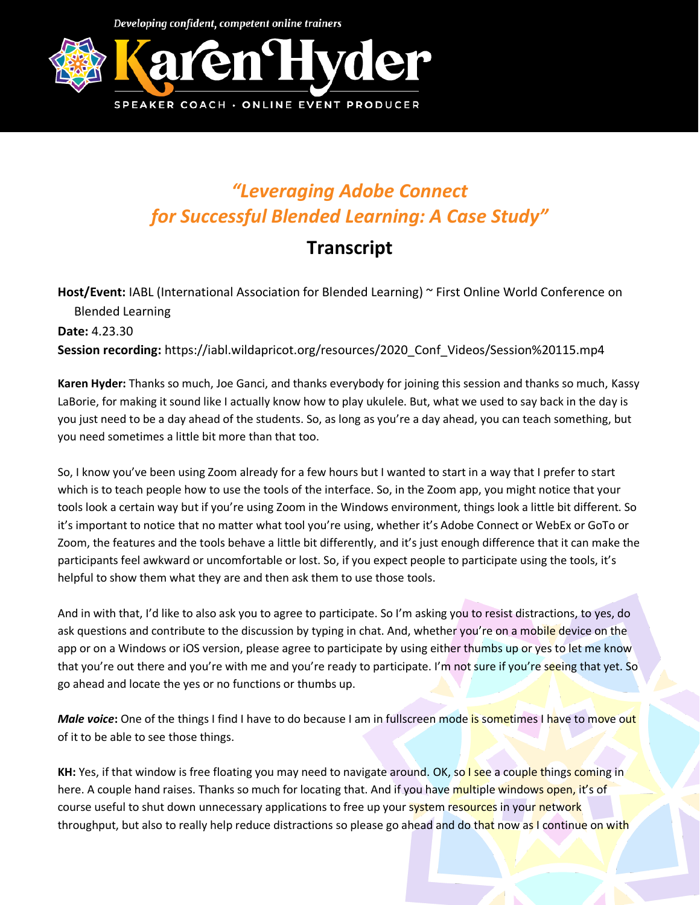Developing confident, competent online trainers

# Karen Hyder

SPEAKER COACH · ONLINE EVENT PRODUCER

## *"Leveraging Adobe Connect for Successful Blended Learning: A Case Study"*

## Transcript

**Host/Event:** IABL (International Association for Blended Learning) ~ First Online World Conference on Blended Learning

**Date:** 4.23.30

**Session recording:** https://iabl.wildapricot.org/resources/2020_Conf_Videos/Session%20115.mp4

**Karen Hyder:** Thanks so much, Joe Ganci, and thanks everybody for joining this session and thanks so much, Kassy LaBorie, for making it sound like I actually know how to play ukulele. But, what we used to say back in the day is you just need to be a day ahead of the students. So, as long as you're a day ahead, you can teach something, but you need sometimes a little bit more than that too.

So, I know you've been using Zoom already for a few hours but I wanted to start in a way that I prefer to start which is to teach people how to use the tools of the interface. So, in the Zoom app, you might notice that your tools look a certain way but if you're using Zoom in the Windows environment, things look a little bit different. So it's important to notice that no matter what tool you're using, whether it's Adobe Connect or WebEx or GoTo or Zoom, the features and the tools behave a little bit differently, and it's just enough difference that it can make the participants feel awkward or uncomfortable or lost. So, if you expect people to participate using the tools, it's helpful to show them what they are and then ask them to use those tools.

And in with that, I'd like to also ask you to agree to participate. So I'm asking you to resist distractions, to yes, do ask questions and contribute to the discussion by typing in chat. And, whether you're on a mobile device on the app or on a Windows or iOS version, please agree to participate by using either thumbs up or yes to let me know that you're out there and you're with me and you're ready to participate. I'm not sure if you're seeing that yet. So go ahead and locate the yes or no functions or thumbs up.

***Male voice*:** One of the things I find I have to do because I am in fullscreen mode is sometimes I have to move out of it to be able to see those things.

**KH:** Yes, if that window is free floating you may need to navigate around. OK, so I see a couple things coming in here. A couple hand raises. Thanks so much for locating that. And if you have multiple windows open, it's of course useful to shut down unnecessary applications to free up your system resources in your network throughput, but also to really help reduce distractions so please go ahead and do that now as I continue on with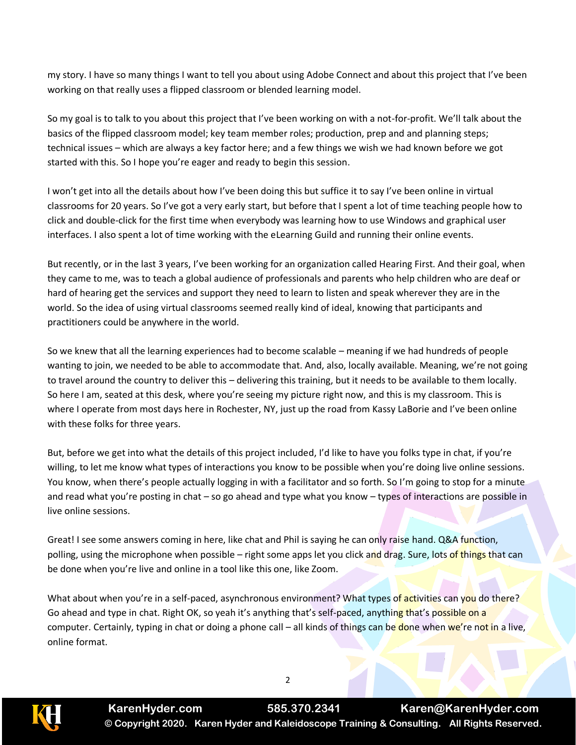my story. I have so many things I want to tell you about using Adobe Connect and about this project that I've been working on that really uses a flipped classroom or blended learning model.

So my goal is to talk to you about this project that I've been working on with a not-for-profit. We'll talk about the basics of the flipped classroom model; key team member roles; production, prep and and planning steps; technical issues – which are always a key factor here; and a few things we wish we had known before we got started with this. So I hope you're eager and ready to begin this session.

I won't get into all the details about how I've been doing this but suffice it to say I've been online in virtual classrooms for 20 years. So I've got a very early start, but before that I spent a lot of time teaching people how to click and double-click for the first time when everybody was learning how to use Windows and graphical user interfaces. I also spent a lot of time working with the eLearning Guild and running their online events.

But recently, or in the last 3 years, I've been working for an organization called Hearing First. And their goal, when they came to me, was to teach a global audience of professionals and parents who help children who are deaf or hard of hearing get the services and support they need to learn to listen and speak wherever they are in the world. So the idea of using virtual classrooms seemed really kind of ideal, knowing that participants and practitioners could be anywhere in the world.

So we knew that all the learning experiences had to become scalable – meaning if we had hundreds of people wanting to join, we needed to be able to accommodate that. And, also, locally available. Meaning, we're not going to travel around the country to deliver this – delivering this training, but it needs to be available to them locally. So here I am, seated at this desk, where you're seeing my picture right now, and this is my classroom. This is where I operate from most days here in Rochester, NY, just up the road from Kassy LaBorie and I've been online with these folks for three years.

But, before we get into what the details of this project included, I'd like to have you folks type in chat, if you're willing, to let me know what types of interactions you know to be possible when you're doing live online sessions. You know, when there's people actually logging in with a facilitator and so forth. So I'm going to stop for a minute and read what you're posting in chat – so go ahead and type what you know – types of interactions are possible in live online sessions.

Great! I see some answers coming in here, like chat and Phil is saying he can only raise hand. Q&A function, polling, using the microphone when possible – right some apps let you click and drag. Sure, lots of things that can be done when you're live and online in a tool like this one, like Zoom.

What about when you're in a self-paced, asynchronous environment? What types of activities can you do there? Go ahead and type in chat. Right OK, so yeah it's anything that's self-paced, anything that's possible on a computer. Certainly, typing in chat or doing a phone call – all kinds of things can be done when we're not in a live, online format.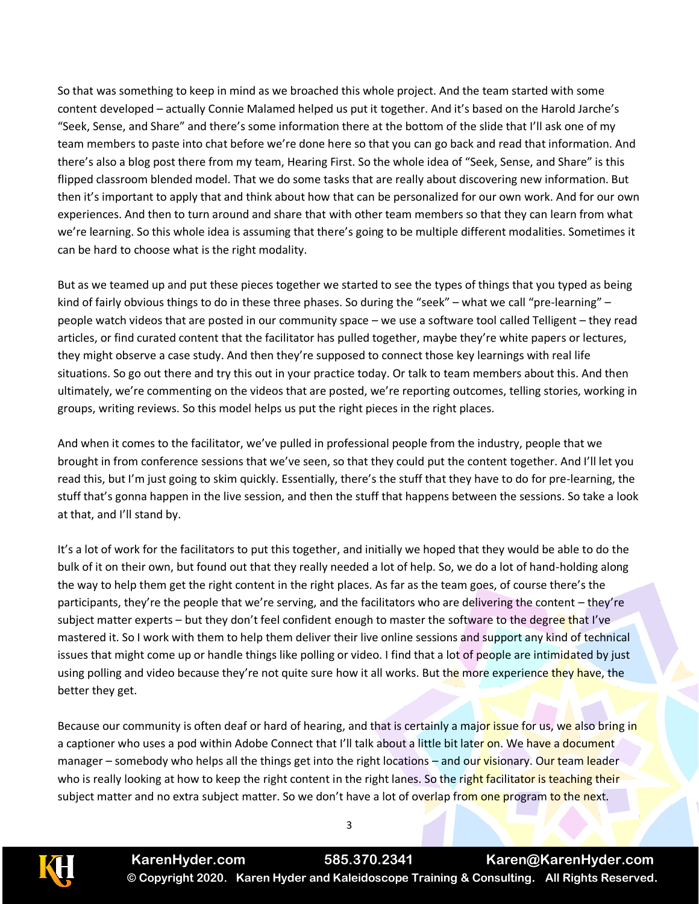So that was something to keep in mind as we broached this whole project. And the team started with some content developed – actually Connie Malamed helped us put it together. And it's based on the Harold Jarche's "Seek, Sense, and Share" and there's some information there at the bottom of the slide that I'll ask one of my team members to paste into chat before we're done here so that you can go back and read that information. And there's also a blog post there from my team, Hearing First. So the whole idea of "Seek, Sense, and Share" is this flipped classroom blended model. That we do some tasks that are really about discovering new information. But then it's important to apply that and think about how that can be personalized for our own work. And for our own experiences. And then to turn around and share that with other team members so that they can learn from what we're learning. So this whole idea is assuming that there's going to be multiple different modalities. Sometimes it can be hard to choose what is the right modality.

But as we teamed up and put these pieces together we started to see the types of things that you typed as being kind of fairly obvious things to do in these three phases. So during the "seek" – what we call "pre-learning" – people watch videos that are posted in our community space – we use a software tool called Telligent – they read articles, or find curated content that the facilitator has pulled together, maybe they're white papers or lectures, they might observe a case study. And then they're supposed to connect those key learnings with real life situations. So go out there and try this out in your practice today. Or talk to team members about this. And then ultimately, we're commenting on the videos that are posted, we're reporting outcomes, telling stories, working in groups, writing reviews. So this model helps us put the right pieces in the right places.

And when it comes to the facilitator, we've pulled in professional people from the industry, people that we brought in from conference sessions that we've seen, so that they could put the content together. And I'll let you read this, but I'm just going to skim quickly. Essentially, there's the stuff that they have to do for pre-learning, the stuff that's gonna happen in the live session, and then the stuff that happens between the sessions. So take a look at that, and I'll stand by.

It's a lot of work for the facilitators to put this together, and initially we hoped that they would be able to do the bulk of it on their own, but found out that they really needed a lot of help. So, we do a lot of hand-holding along the way to help them get the right content in the right places. As far as the team goes, of course there's the participants, they're the people that we're serving, and the facilitators who are delivering the content – they're subject matter experts – but they don't feel confident enough to master the software to the degree that I've mastered it. So I work with them to help them deliver their live online sessions and support any kind of technical issues that might come up or handle things like polling or video. I find that a lot of people are intimidated by just using polling and video because they're not quite sure how it all works. But the more experience they have, the better they get.

Because our community is often deaf or hard of hearing, and that is certainly a major issue for us, we also bring in a captioner who uses a pod within Adobe Connect that I'll talk about a little bit later on. We have a document manager – somebody who helps all the things get into the right locations – and our visionary. Our team leader who is really looking at how to keep the right content in the right lanes. So the right facilitator is teaching their subject matter and no extra subject matter. So we don't have a lot of overlap from one program to the next.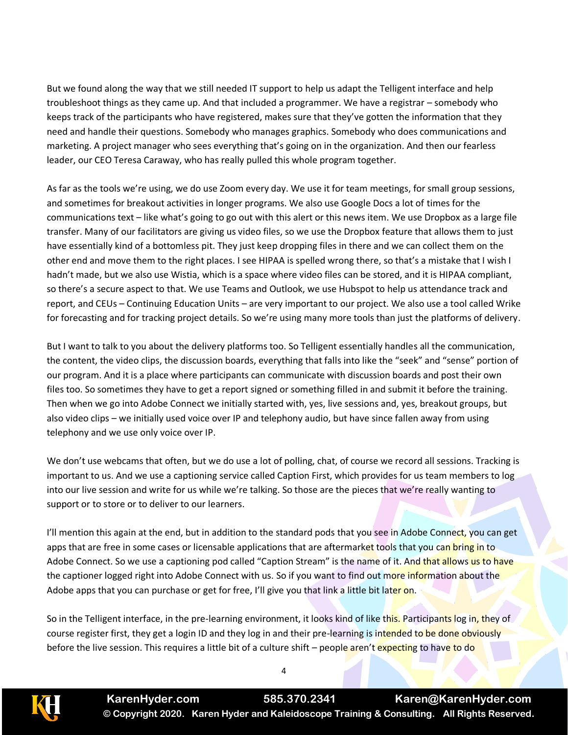But we found along the way that we still needed IT support to help us adapt the Telligent interface and help troubleshoot things as they came up. And that included a programmer. We have a registrar – somebody who keeps track of the participants who have registered, makes sure that they've gotten the information that they need and handle their questions. Somebody who manages graphics. Somebody who does communications and marketing. A project manager who sees everything that's going on in the organization. And then our fearless leader, our CEO Teresa Caraway, who has really pulled this whole program together.

As far as the tools we're using, we do use Zoom every day. We use it for team meetings, for small group sessions, and sometimes for breakout activities in longer programs. We also use Google Docs a lot of times for the communications text – like what's going to go out with this alert or this news item. We use Dropbox as a large file transfer. Many of our facilitators are giving us video files, so we use the Dropbox feature that allows them to just have essentially kind of a bottomless pit. They just keep dropping files in there and we can collect them on the other end and move them to the right places. I see HIPAA is spelled wrong there, so that's a mistake that I wish I hadn't made, but we also use Wistia, which is a space where video files can be stored, and it is HIPAA compliant, so there's a secure aspect to that. We use Teams and Outlook, we use Hubspot to help us attendance track and report, and CEUs – Continuing Education Units – are very important to our project. We also use a tool called Wrike for forecasting and for tracking project details. So we're using many more tools than just the platforms of delivery.

But I want to talk to you about the delivery platforms too. So Telligent essentially handles all the communication, the content, the video clips, the discussion boards, everything that falls into like the "seek" and "sense" portion of our program. And it is a place where participants can communicate with discussion boards and post their own files too. So sometimes they have to get a report signed or something filled in and submit it before the training. Then when we go into Adobe Connect we initially started with, yes, live sessions and, yes, breakout groups, but also video clips – we initially used voice over IP and telephony audio, but have since fallen away from using telephony and we use only voice over IP.

We don't use webcams that often, but we do use a lot of polling, chat, of course we record all sessions. Tracking is important to us. And we use a captioning service called Caption First, which provides for us team members to log into our live session and write for us while we're talking. So those are the pieces that we're really wanting to support or to store or to deliver to our learners.

I'll mention this again at the end, but in addition to the standard pods that you see in Adobe Connect, you can get apps that are free in some cases or licensable applications that are aftermarket tools that you can bring in to Adobe Connect. So we use a captioning pod called "Caption Stream" is the name of it. And that allows us to have the captioner logged right into Adobe Connect with us. So if you want to find out more information about the Adobe apps that you can purchase or get for free, I'll give you that link a little bit later on.

So in the Telligent interface, in the pre-learning environment, it looks kind of like this. Participants log in, they of course register first, they get a login ID and they log in and their pre-learning is intended to be done obviously before the live session. This requires a little bit of a culture shift – people aren't expecting to have to do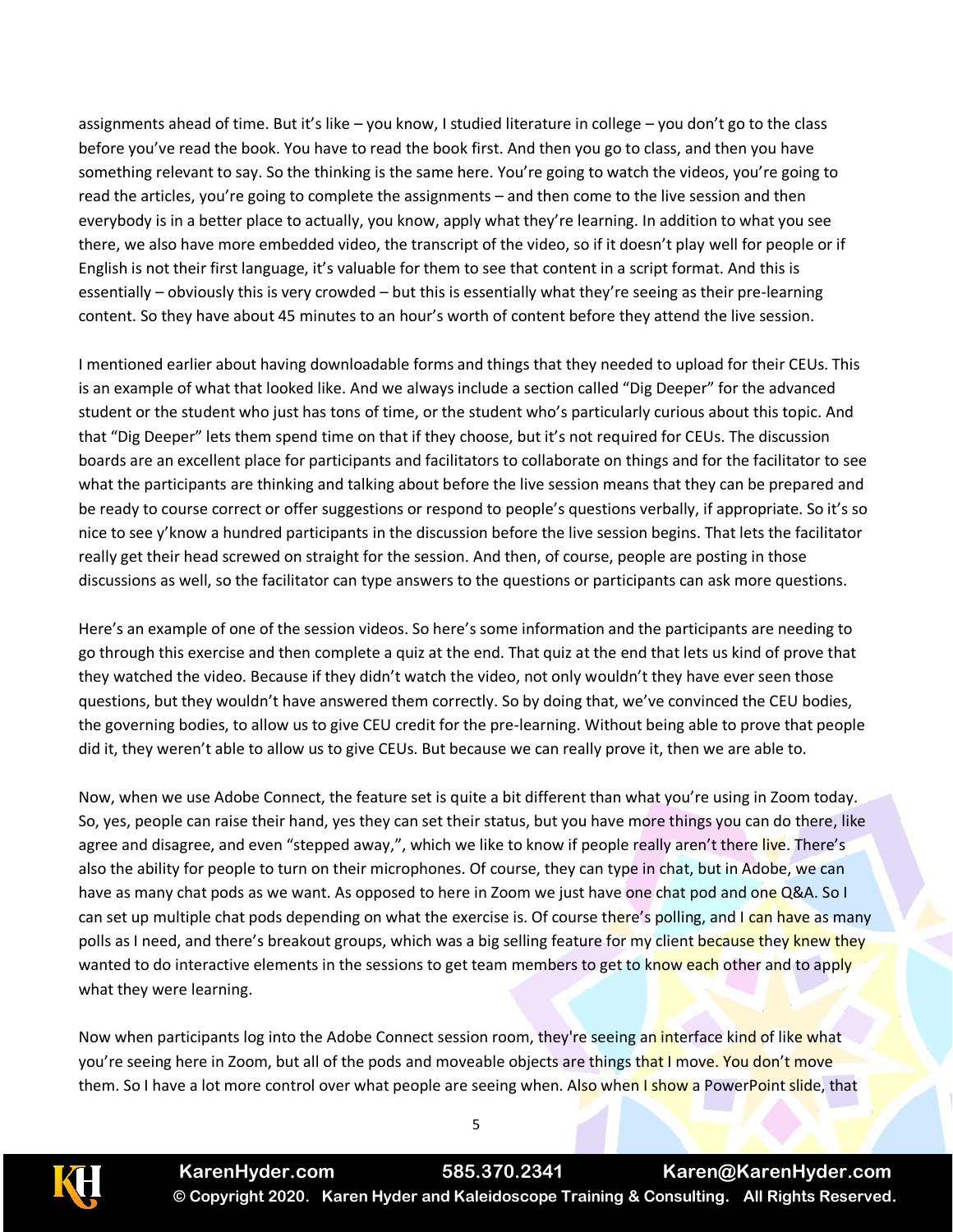assignments ahead of time. But it's like – you know, I studied literature in college – you don't go to the class before you've read the book. You have to read the book first. And then you go to class, and then you have something relevant to say. So the thinking is the same here. You're going to watch the videos, you're going to read the articles, you're going to complete the assignments – and then come to the live session and then everybody is in a better place to actually, you know, apply what they're learning. In addition to what you see there, we also have more embedded video, the transcript of the video, so if it doesn't play well for people or if English is not their first language, it's valuable for them to see that content in a script format. And this is essentially – obviously this is very crowded – but this is essentially what they're seeing as their pre-learning content. So they have about 45 minutes to an hour's worth of content before they attend the live session.

I mentioned earlier about having downloadable forms and things that they needed to upload for their CEUs. This is an example of what that looked like. And we always include a section called "Dig Deeper" for the advanced student or the student who just has tons of time, or the student who's particularly curious about this topic. And that "Dig Deeper" lets them spend time on that if they choose, but it's not required for CEUs. The discussion boards are an excellent place for participants and facilitators to collaborate on things and for the facilitator to see what the participants are thinking and talking about before the live session means that they can be prepared and be ready to course correct or offer suggestions or respond to people's questions verbally, if appropriate. So it's so nice to see y'know a hundred participants in the discussion before the live session begins. That lets the facilitator really get their head screwed on straight for the session. And then, of course, people are posting in those discussions as well, so the facilitator can type answers to the questions or participants can ask more questions.

Here's an example of one of the session videos. So here's some information and the participants are needing to go through this exercise and then complete a quiz at the end. That quiz at the end that lets us kind of prove that they watched the video. Because if they didn't watch the video, not only wouldn't they have ever seen those questions, but they wouldn't have answered them correctly. So by doing that, we've convinced the CEU bodies, the governing bodies, to allow us to give CEU credit for the pre-learning. Without being able to prove that people did it, they weren't able to allow us to give CEUs. But because we can really prove it, then we are able to.

Now, when we use Adobe Connect, the feature set is quite a bit different than what you're using in Zoom today. So, yes, people can raise their hand, yes they can set their status, but you have more things you can do there, like agree and disagree, and even "stepped away,", which we like to know if people really aren't there live. There's also the ability for people to turn on their microphones. Of course, they can type in chat, but in Adobe, we can have as many chat pods as we want. As opposed to here in Zoom we just have one chat pod and one Q&A. So I can set up multiple chat pods depending on what the exercise is. Of course there's polling, and I can have as many polls as I need, and there's breakout groups, which was a big selling feature for my client because they knew they wanted to do interactive elements in the sessions to get team members to get to know each other and to apply what they were learning.

Now when participants log into the Adobe Connect session room, they're seeing an interface kind of like what you're seeing here in Zoom, but all of the pods and moveable objects are things that I move. You don't move them. So I have a lot more control over what people are seeing when. Also when I show a PowerPoint slide, that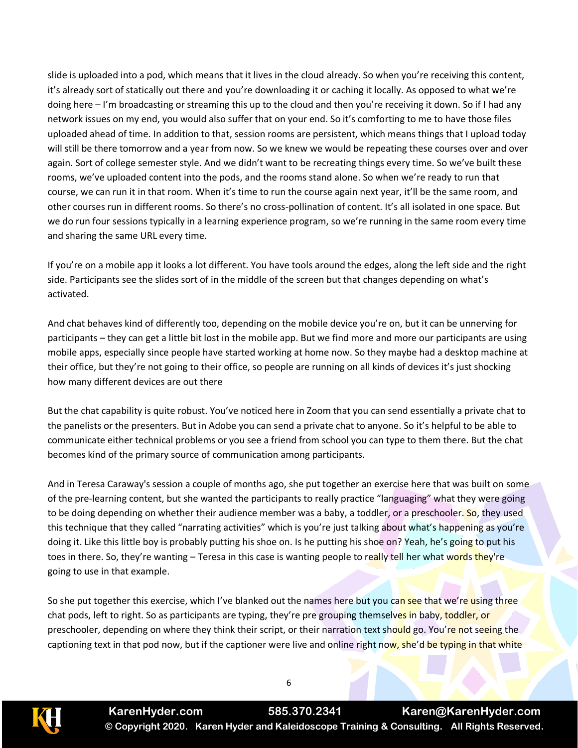slide is uploaded into a pod, which means that it lives in the cloud already. So when you're receiving this content, it's already sort of statically out there and you're downloading it or caching it locally. As opposed to what we're doing here – I'm broadcasting or streaming this up to the cloud and then you're receiving it down. So if I had any network issues on my end, you would also suffer that on your end. So it's comforting to me to have those files uploaded ahead of time. In addition to that, session rooms are persistent, which means things that I upload today will still be there tomorrow and a year from now. So we knew we would be repeating these courses over and over again. Sort of college semester style. And we didn't want to be recreating things every time. So we've built these rooms, we've uploaded content into the pods, and the rooms stand alone. So when we're ready to run that course, we can run it in that room. When it's time to run the course again next year, it'll be the same room, and other courses run in different rooms. So there's no cross-pollination of content. It's all isolated in one space. But we do run four sessions typically in a learning experience program, so we're running in the same room every time and sharing the same URL every time.

If you're on a mobile app it looks a lot different. You have tools around the edges, along the left side and the right side. Participants see the slides sort of in the middle of the screen but that changes depending on what's activated.

And chat behaves kind of differently too, depending on the mobile device you're on, but it can be unnerving for participants – they can get a little bit lost in the mobile app. But we find more and more our participants are using mobile apps, especially since people have started working at home now. So they maybe had a desktop machine at their office, but they're not going to their office, so people are running on all kinds of devices it's just shocking how many different devices are out there

But the chat capability is quite robust. You've noticed here in Zoom that you can send essentially a private chat to the panelists or the presenters. But in Adobe you can send a private chat to anyone. So it's helpful to be able to communicate either technical problems or you see a friend from school you can type to them there. But the chat becomes kind of the primary source of communication among participants.

And in Teresa Caraway's session a couple of months ago, she put together an exercise here that was built on some of the pre-learning content, but she wanted the participants to really practice "languaging" what they were going to be doing depending on whether their audience member was a baby, a toddler, or a preschooler. So, they used this technique that they called "narrating activities" which is you're just talking about what's happening as you're doing it. Like this little boy is probably putting his shoe on. Is he putting his shoe on? Yeah, he's going to put his toes in there. So, they're wanting – Teresa in this case is wanting people to really tell her what words they're going to use in that example.

So she put together this exercise, which I've blanked out the names here but you can see that we're using three chat pods, left to right. So as participants are typing, they're pre grouping themselves in baby, toddler, or preschooler, depending on where they think their script, or their narration text should go. You're not seeing the captioning text in that pod now, but if the captioner were live and online right now, she'd be typing in that white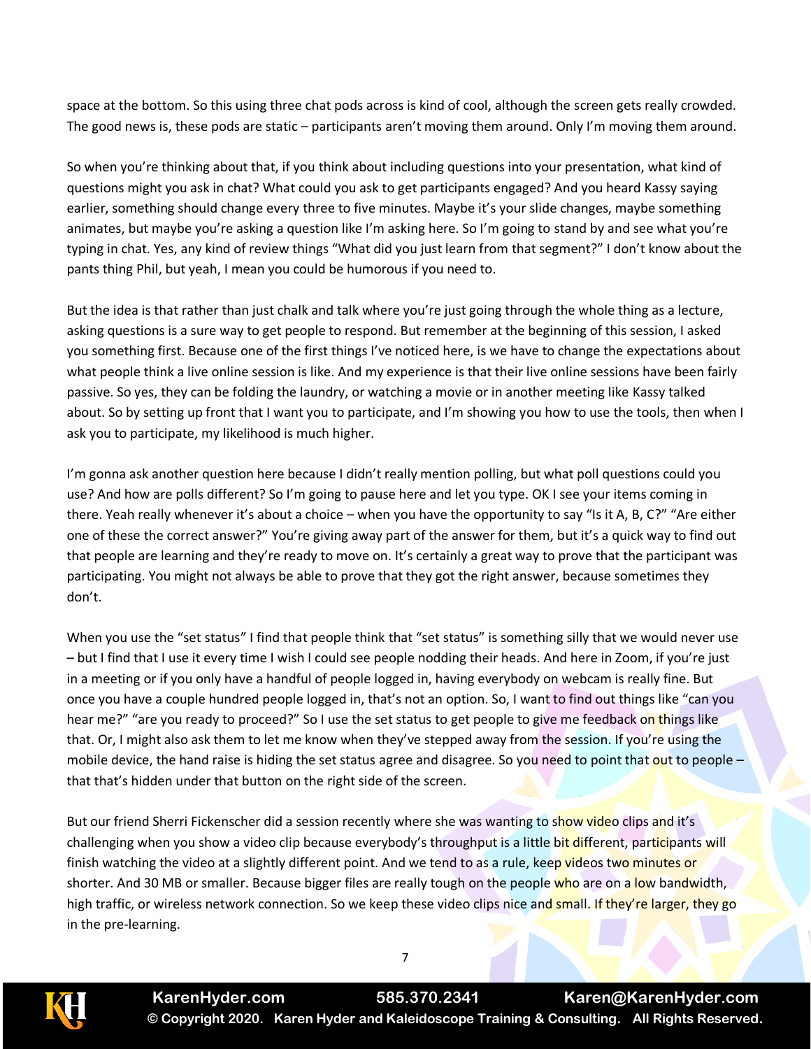space at the bottom. So this using three chat pods across is kind of cool, although the screen gets really crowded. The good news is, these pods are static – participants aren't moving them around. Only I'm moving them around.

So when you're thinking about that, if you think about including questions into your presentation, what kind of questions might you ask in chat? What could you ask to get participants engaged? And you heard Kassy saying earlier, something should change every three to five minutes. Maybe it's your slide changes, maybe something animates, but maybe you're asking a question like I'm asking here. So I'm going to stand by and see what you're typing in chat. Yes, any kind of review things "What did you just learn from that segment?" I don't know about the pants thing Phil, but yeah, I mean you could be humorous if you need to.

But the idea is that rather than just chalk and talk where you're just going through the whole thing as a lecture, asking questions is a sure way to get people to respond. But remember at the beginning of this session, I asked you something first. Because one of the first things I've noticed here, is we have to change the expectations about what people think a live online session is like. And my experience is that their live online sessions have been fairly passive. So yes, they can be folding the laundry, or watching a movie or in another meeting like Kassy talked about. So by setting up front that I want you to participate, and I'm showing you how to use the tools, then when I ask you to participate, my likelihood is much higher.

I'm gonna ask another question here because I didn't really mention polling, but what poll questions could you use? And how are polls different? So I'm going to pause here and let you type. OK I see your items coming in there. Yeah really whenever it's about a choice – when you have the opportunity to say "Is it A, B, C?" "Are either one of these the correct answer?" You're giving away part of the answer for them, but it's a quick way to find out that people are learning and they're ready to move on. It's certainly a great way to prove that the participant was participating. You might not always be able to prove that they got the right answer, because sometimes they don't.

When you use the "set status" I find that people think that "set status" is something silly that we would never use – but I find that I use it every time I wish I could see people nodding their heads. And here in Zoom, if you're just in a meeting or if you only have a handful of people logged in, having everybody on webcam is really fine. But once you have a couple hundred people logged in, that's not an option. So, I want to find out things like "can you hear me?" "are you ready to proceed?" So I use the set status to get people to give me feedback on things like that. Or, I might also ask them to let me know when they've stepped away from the session. If you're using the mobile device, the hand raise is hiding the set status agree and disagree. So you need to point that out to people – that that's hidden under that button on the right side of the screen.

But our friend Sherri Fickenscher did a session recently where she was wanting to show video clips and it's challenging when you show a video clip because everybody's throughput is a little bit different, participants will finish watching the video at a slightly different point. And we tend to as a rule, keep videos two minutes or shorter. And 30 MB or smaller. Because bigger files are really tough on the people who are on a low bandwidth, high traffic, or wireless network connection. So we keep these video clips nice and small. If they're larger, they go in the pre-learning.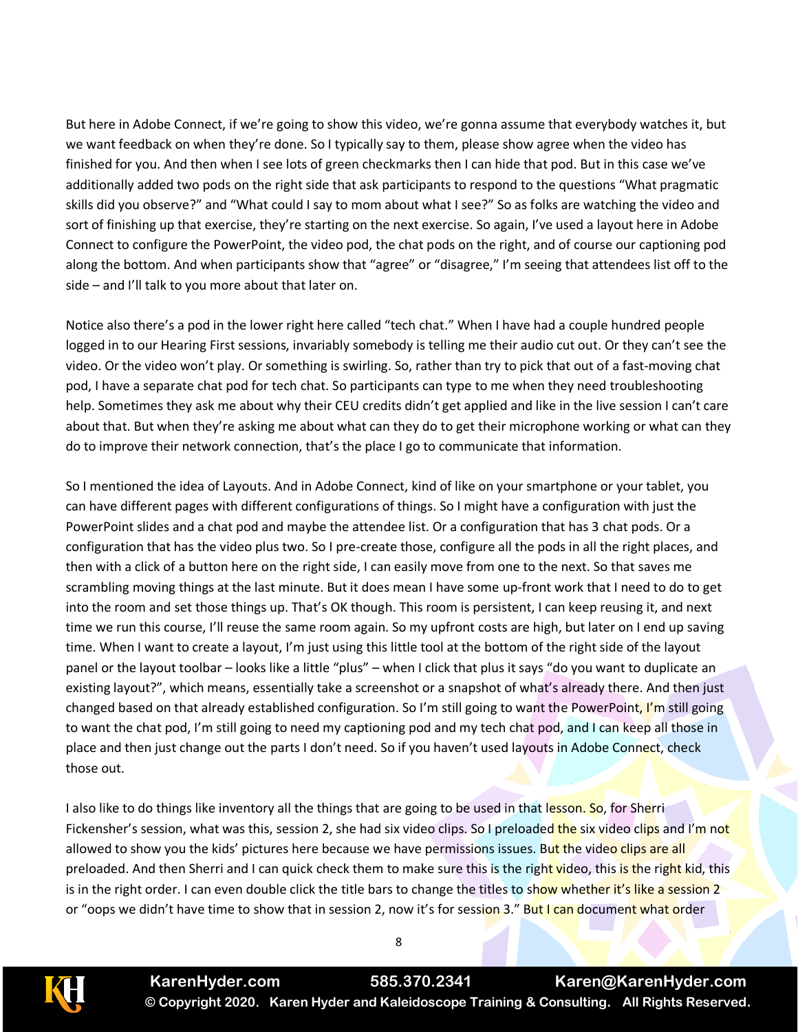But here in Adobe Connect, if we're going to show this video, we're gonna assume that everybody watches it, but we want feedback on when they're done. So I typically say to them, please show agree when the video has finished for you. And then when I see lots of green checkmarks then I can hide that pod. But in this case we've additionally added two pods on the right side that ask participants to respond to the questions "What pragmatic skills did you observe?" and "What could I say to mom about what I see?" So as folks are watching the video and sort of finishing up that exercise, they're starting on the next exercise. So again, I've used a layout here in Adobe Connect to configure the PowerPoint, the video pod, the chat pods on the right, and of course our captioning pod along the bottom. And when participants show that "agree" or "disagree," I'm seeing that attendees list off to the side – and I'll talk to you more about that later on.

Notice also there's a pod in the lower right here called "tech chat." When I have had a couple hundred people logged in to our Hearing First sessions, invariably somebody is telling me their audio cut out. Or they can't see the video. Or the video won't play. Or something is swirling. So, rather than try to pick that out of a fast-moving chat pod, I have a separate chat pod for tech chat. So participants can type to me when they need troubleshooting help. Sometimes they ask me about why their CEU credits didn't get applied and like in the live session I can't care about that. But when they're asking me about what can they do to get their microphone working or what can they do to improve their network connection, that's the place I go to communicate that information.

So I mentioned the idea of Layouts. And in Adobe Connect, kind of like on your smartphone or your tablet, you can have different pages with different configurations of things. So I might have a configuration with just the PowerPoint slides and a chat pod and maybe the attendee list. Or a configuration that has 3 chat pods. Or a configuration that has the video plus two. So I pre-create those, configure all the pods in all the right places, and then with a click of a button here on the right side, I can easily move from one to the next. So that saves me scrambling moving things at the last minute. But it does mean I have some up-front work that I need to do to get into the room and set those things up. That's OK though. This room is persistent, I can keep reusing it, and next time we run this course, I'll reuse the same room again. So my upfront costs are high, but later on I end up saving time. When I want to create a layout, I'm just using this little tool at the bottom of the right side of the layout panel or the layout toolbar – looks like a little "plus" – when I click that plus it says "do you want to duplicate an existing layout?", which means, essentially take a screenshot or a snapshot of what's already there. And then just changed based on that already established configuration. So I'm still going to want the PowerPoint, I'm still going to want the chat pod, I'm still going to need my captioning pod and my tech chat pod, and I can keep all those in place and then just change out the parts I don't need. So if you haven't used layouts in Adobe Connect, check those out.

I also like to do things like inventory all the things that are going to be used in that lesson. So, for Sherri Fickensher's session, what was this, session 2, she had six video clips. So I preloaded the six video clips and I'm not allowed to show you the kids' pictures here because we have permissions issues. But the video clips are all preloaded. And then Sherri and I can quick check them to make sure this is the right video, this is the right kid, this is in the right order. I can even double click the title bars to change the titles to show whether it's like a session 2 or "oops we didn't have time to show that in session 2, now it's for session 3." But I can document what order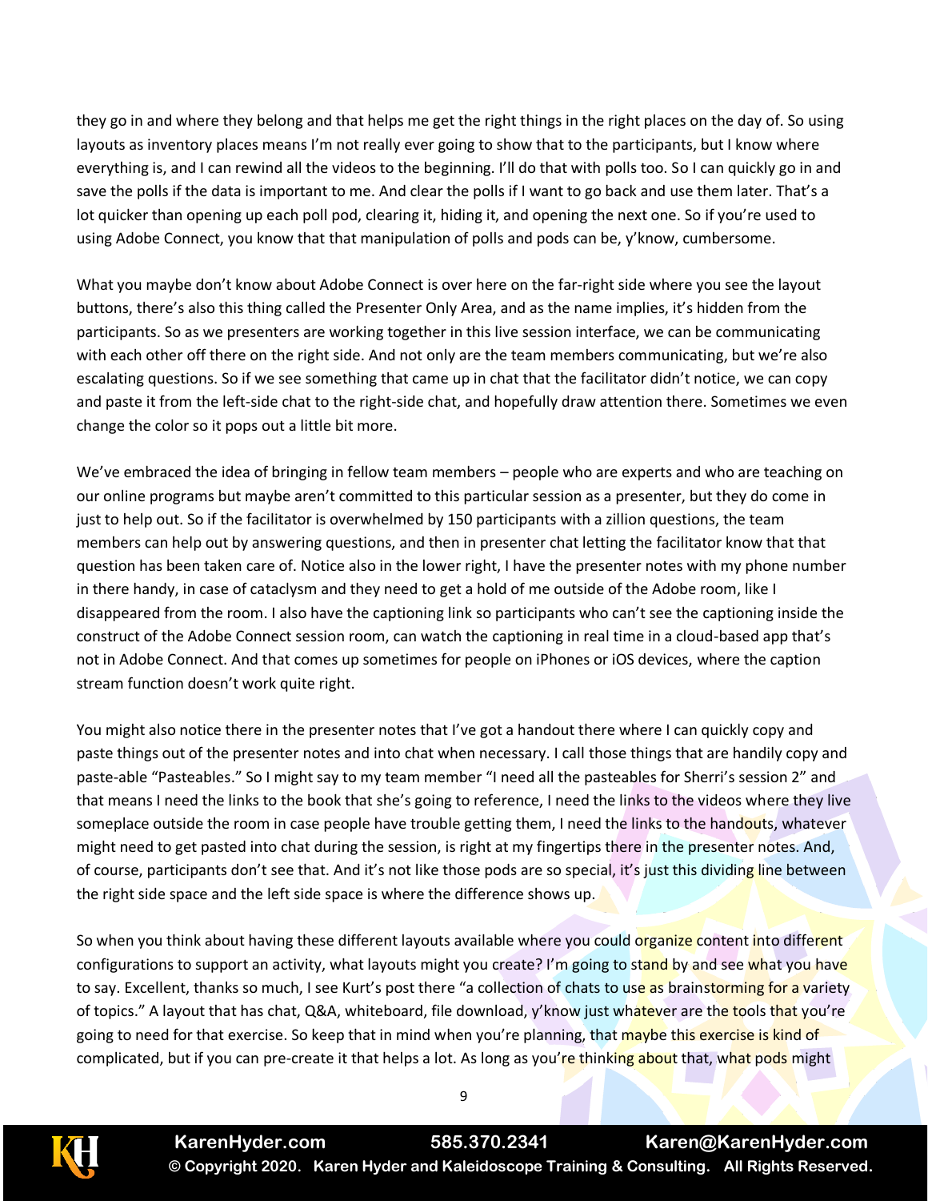they go in and where they belong and that helps me get the right things in the right places on the day of. So using layouts as inventory places means I'm not really ever going to show that to the participants, but I know where everything is, and I can rewind all the videos to the beginning. I'll do that with polls too. So I can quickly go in and save the polls if the data is important to me. And clear the polls if I want to go back and use them later. That's a lot quicker than opening up each poll pod, clearing it, hiding it, and opening the next one. So if you're used to using Adobe Connect, you know that that manipulation of polls and pods can be, y'know, cumbersome.

What you maybe don't know about Adobe Connect is over here on the far-right side where you see the layout buttons, there's also this thing called the Presenter Only Area, and as the name implies, it's hidden from the participants. So as we presenters are working together in this live session interface, we can be communicating with each other off there on the right side. And not only are the team members communicating, but we're also escalating questions. So if we see something that came up in chat that the facilitator didn't notice, we can copy and paste it from the left-side chat to the right-side chat, and hopefully draw attention there. Sometimes we even change the color so it pops out a little bit more.

We've embraced the idea of bringing in fellow team members – people who are experts and who are teaching on our online programs but maybe aren't committed to this particular session as a presenter, but they do come in just to help out. So if the facilitator is overwhelmed by 150 participants with a zillion questions, the team members can help out by answering questions, and then in presenter chat letting the facilitator know that that question has been taken care of. Notice also in the lower right, I have the presenter notes with my phone number in there handy, in case of cataclysm and they need to get a hold of me outside of the Adobe room, like I disappeared from the room. I also have the captioning link so participants who can't see the captioning inside the construct of the Adobe Connect session room, can watch the captioning in real time in a cloud-based app that's not in Adobe Connect. And that comes up sometimes for people on iPhones or iOS devices, where the caption stream function doesn't work quite right.

You might also notice there in the presenter notes that I've got a handout there where I can quickly copy and paste things out of the presenter notes and into chat when necessary. I call those things that are handily copy and paste-able "Pasteables." So I might say to my team member "I need all the pasteables for Sherri's session 2" and that means I need the links to the book that she's going to reference, I need the links to the videos where they live someplace outside the room in case people have trouble getting them, I need the links to the handouts, whatever might need to get pasted into chat during the session, is right at my fingertips there in the presenter notes. And, of course, participants don't see that. And it's not like those pods are so special, it's just this dividing line between the right side space and the left side space is where the difference shows up.

So when you think about having these different layouts available where you could organize content into different configurations to support an activity, what layouts might you create? I'm going to stand by and see what you have to say. Excellent, thanks so much, I see Kurt's post there "a collection of chats to use as brainstorming for a variety of topics." A layout that has chat, Q&A, whiteboard, file download, y'know just whatever are the tools that you're going to need for that exercise. So keep that in mind when you're planning, that maybe this exercise is kind of complicated, but if you can pre-create it that helps a lot. As long as you're thinking about that, what pods might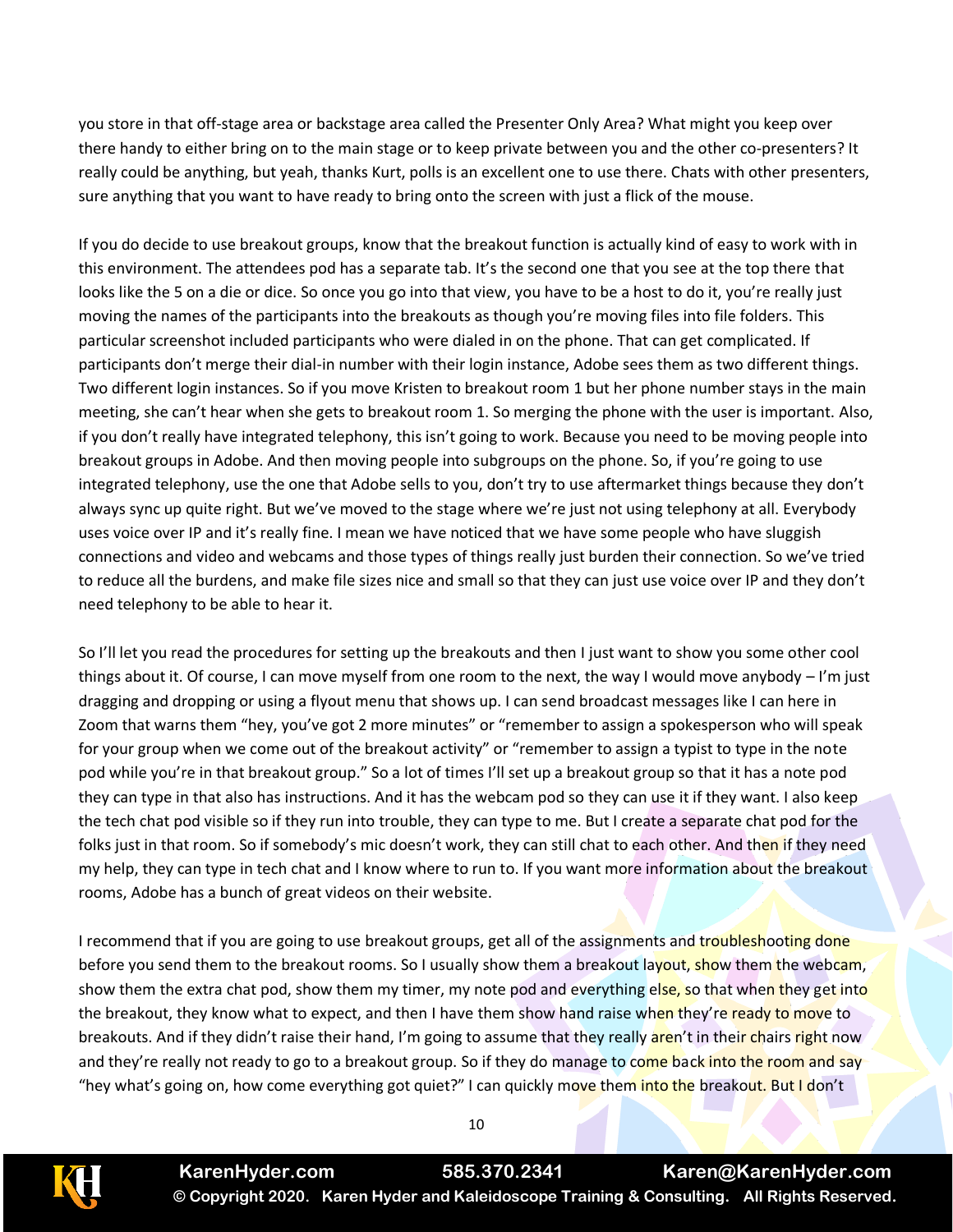you store in that off-stage area or backstage area called the Presenter Only Area? What might you keep over there handy to either bring on to the main stage or to keep private between you and the other co-presenters? It really could be anything, but yeah, thanks Kurt, polls is an excellent one to use there. Chats with other presenters, sure anything that you want to have ready to bring onto the screen with just a flick of the mouse.

If you do decide to use breakout groups, know that the breakout function is actually kind of easy to work with in this environment. The attendees pod has a separate tab. It's the second one that you see at the top there that looks like the 5 on a die or dice. So once you go into that view, you have to be a host to do it, you're really just moving the names of the participants into the breakouts as though you're moving files into file folders. This particular screenshot included participants who were dialed in on the phone. That can get complicated. If participants don't merge their dial-in number with their login instance, Adobe sees them as two different things. Two different login instances. So if you move Kristen to breakout room 1 but her phone number stays in the main meeting, she can't hear when she gets to breakout room 1. So merging the phone with the user is important. Also, if you don't really have integrated telephony, this isn't going to work. Because you need to be moving people into breakout groups in Adobe. And then moving people into subgroups on the phone. So, if you're going to use integrated telephony, use the one that Adobe sells to you, don't try to use aftermarket things because they don't always sync up quite right. But we've moved to the stage where we're just not using telephony at all. Everybody uses voice over IP and it's really fine. I mean we have noticed that we have some people who have sluggish connections and video and webcams and those types of things really just burden their connection. So we've tried to reduce all the burdens, and make file sizes nice and small so that they can just use voice over IP and they don't need telephony to be able to hear it.

So I'll let you read the procedures for setting up the breakouts and then I just want to show you some other cool things about it. Of course, I can move myself from one room to the next, the way I would move anybody – I'm just dragging and dropping or using a flyout menu that shows up. I can send broadcast messages like I can here in Zoom that warns them "hey, you've got 2 more minutes" or "remember to assign a spokesperson who will speak for your group when we come out of the breakout activity" or "remember to assign a typist to type in the note pod while you're in that breakout group." So a lot of times I'll set up a breakout group so that it has a note pod they can type in that also has instructions. And it has the webcam pod so they can use it if they want. I also keep the tech chat pod visible so if they run into trouble, they can type to me. But I create a separate chat pod for the folks just in that room. So if somebody's mic doesn't work, they can still chat to each other. And then if they need my help, they can type in tech chat and I know where to run to. If you want more information about the breakout rooms, Adobe has a bunch of great videos on their website.

I recommend that if you are going to use breakout groups, get all of the assignments and troubleshooting done before you send them to the breakout rooms. So I usually show them a breakout layout, show them the webcam, show them the extra chat pod, show them my timer, my note pod and everything else, so that when they get into the breakout, they know what to expect, and then I have them show hand raise when they're ready to move to breakouts. And if they didn't raise their hand, I'm going to assume that they really aren't in their chairs right now and they're really not ready to go to a breakout group. So if they do manage to come back into the room and say "hey what's going on, how come everything got quiet?" I can quickly move them into the breakout. But I don't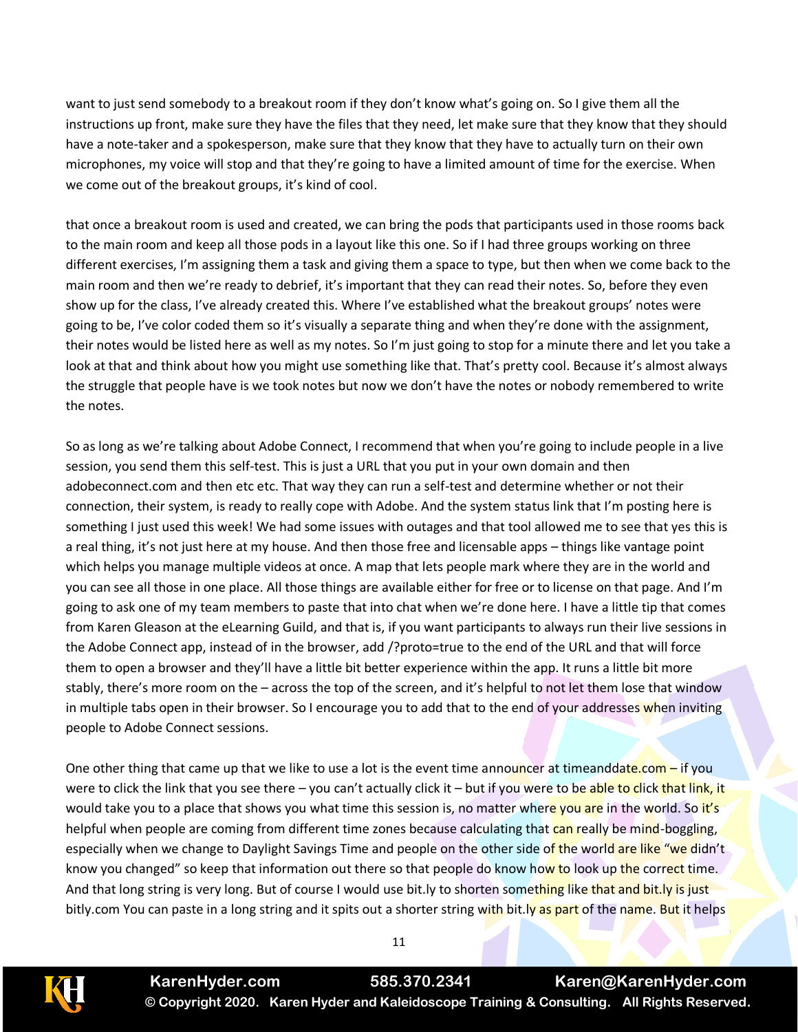want to just send somebody to a breakout room if they don't know what's going on. So I give them all the instructions up front, make sure they have the files that they need, let make sure that they know that they should have a note-taker and a spokesperson, make sure that they know that they have to actually turn on their own microphones, my voice will stop and that they're going to have a limited amount of time for the exercise. When we come out of the breakout groups, it's kind of cool.

that once a breakout room is used and created, we can bring the pods that participants used in those rooms back to the main room and keep all those pods in a layout like this one. So if I had three groups working on three different exercises, I'm assigning them a task and giving them a space to type, but then when we come back to the main room and then we're ready to debrief, it's important that they can read their notes. So, before they even show up for the class, I've already created this. Where I've established what the breakout groups' notes were going to be, I've color coded them so it's visually a separate thing and when they're done with the assignment, their notes would be listed here as well as my notes. So I'm just going to stop for a minute there and let you take a look at that and think about how you might use something like that. That's pretty cool. Because it's almost always the struggle that people have is we took notes but now we don't have the notes or nobody remembered to write the notes.

So as long as we're talking about Adobe Connect, I recommend that when you're going to include people in a live session, you send them this self-test. This is just a URL that you put in your own domain and then adobeconnect.com and then etc etc. That way they can run a self-test and determine whether or not their connection, their system, is ready to really cope with Adobe. And the system status link that I'm posting here is something I just used this week! We had some issues with outages and that tool allowed me to see that yes this is a real thing, it's not just here at my house. And then those free and licensable apps – things like vantage point which helps you manage multiple videos at once. A map that lets people mark where they are in the world and you can see all those in one place. All those things are available either for free or to license on that page. And I'm going to ask one of my team members to paste that into chat when we're done here. I have a little tip that comes from Karen Gleason at the eLearning Guild, and that is, if you want participants to always run their live sessions in the Adobe Connect app, instead of in the browser, add /?proto=true to the end of the URL and that will force them to open a browser and they'll have a little bit better experience within the app. It runs a little bit more stably, there's more room on the – across the top of the screen, and it's helpful to not let them lose that window in multiple tabs open in their browser. So I encourage you to add that to the end of your addresses when inviting people to Adobe Connect sessions.

One other thing that came up that we like to use a lot is the event time announcer at timeanddate.com – if you were to click the link that you see there – you can't actually click it – but if you were to be able to click that link, it would take you to a place that shows you what time this session is, no matter where you are in the world. So it's helpful when people are coming from different time zones because calculating that can really be mind-boggling, especially when we change to Daylight Savings Time and people on the other side of the world are like "we didn't know you changed" so keep that information out there so that people do know how to look up the correct time. And that long string is very long. But of course I would use bit.ly to shorten something like that and bit.ly is just bitly.com You can paste in a long string and it spits out a shorter string with bit.ly as part of the name. But it helps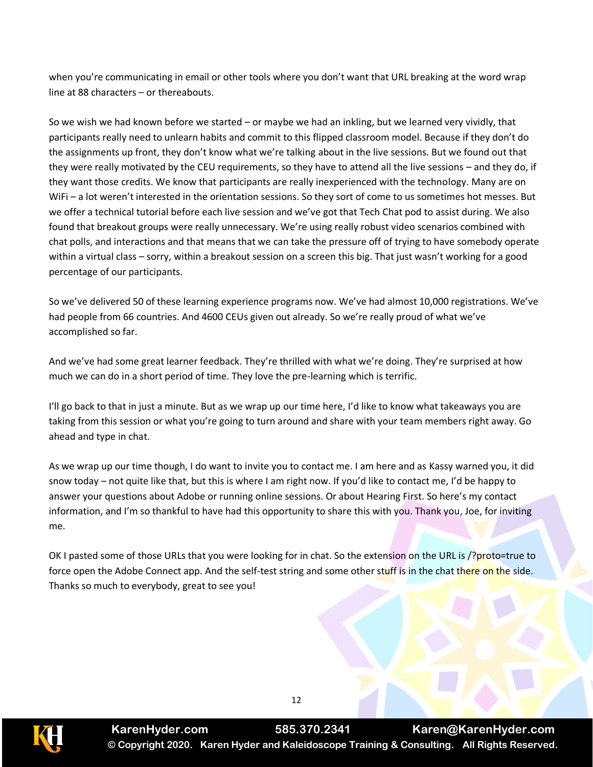when you're communicating in email or other tools where you don't want that URL breaking at the word wrap line at 88 characters – or thereabouts.

So we wish we had known before we started – or maybe we had an inkling, but we learned very vividly, that participants really need to unlearn habits and commit to this flipped classroom model. Because if they don't do the assignments up front, they don't know what we're talking about in the live sessions. But we found out that they were really motivated by the CEU requirements, so they have to attend all the live sessions – and they do, if they want those credits. We know that participants are really inexperienced with the technology. Many are on WiFi – a lot weren't interested in the orientation sessions. So they sort of come to us sometimes hot messes. But we offer a technical tutorial before each live session and we've got that Tech Chat pod to assist during. We also found that breakout groups were really unnecessary. We're using really robust video scenarios combined with chat polls, and interactions and that means that we can take the pressure off of trying to have somebody operate within a virtual class – sorry, within a breakout session on a screen this big. That just wasn't working for a good percentage of our participants.

So we've delivered 50 of these learning experience programs now. We've had almost 10,000 registrations. We've had people from 66 countries. And 4600 CEUs given out already. So we're really proud of what we've accomplished so far.

And we've had some great learner feedback. They're thrilled with what we're doing. They're surprised at how much we can do in a short period of time. They love the pre-learning which is terrific.

I'll go back to that in just a minute. But as we wrap up our time here, I'd like to know what takeaways you are taking from this session or what you're going to turn around and share with your team members right away. Go ahead and type in chat.

As we wrap up our time though, I do want to invite you to contact me. I am here and as Kassy warned you, it did snow today – not quite like that, but this is where I am right now. If you'd like to contact me, I'd be happy to answer your questions about Adobe or running online sessions. Or about Hearing First. So here's my contact information, and I'm so thankful to have had this opportunity to share this with you. Thank you, Joe, for inviting me.

OK I pasted some of those URLs that you were looking for in chat. So the extension on the URL is /?proto=true to force open the Adobe Connect app. And the self-test string and some other stuff is in the chat there on the side. Thanks so much to everybody, great to see you!